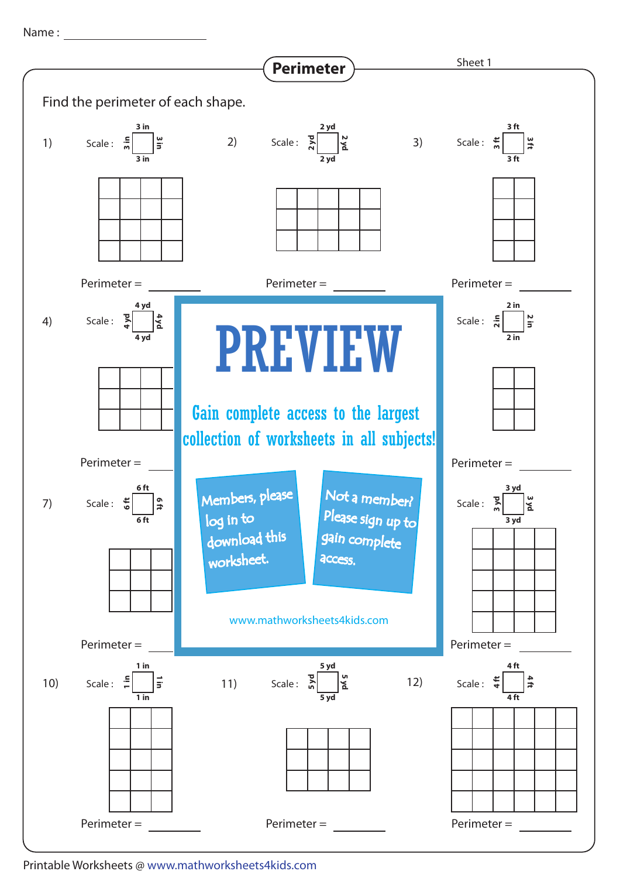Name : ____________________

# Perimeter

Sheet 1

Find the perimeter of each shape.

1) Scale : 3 in × 3 in

Perimeter = ________

2) Scale : 2 yd × 2 yd

Perimeter = ________

3) Scale : 3 ft × 3 ft

Perimeter = ________

4) Scale : 4 yd × 4 yd

Perimeter = ________

Scale : 2 in × 2 in

Perimeter = ________

7) Scale : 6 ft × 6 ft

Perimeter = ________

Scale : 3 yd × 3 yd

Perimeter = ________

10) Scale : 1 in × 1 in

Perimeter = ________

11) Scale : 5 yd × 5 yd

Perimeter = ________

12) Scale : 4 ft × 4 ft

Perimeter = ________

PREVIEW

Gain complete access to the largest collection of worksheets in all subjects!

Members, please log in to download this worksheet.

Not a member? Please sign up to gain complete access.

www.mathworksheets4kids.com

Printable Worksheets @ www.mathworksheets4kids.com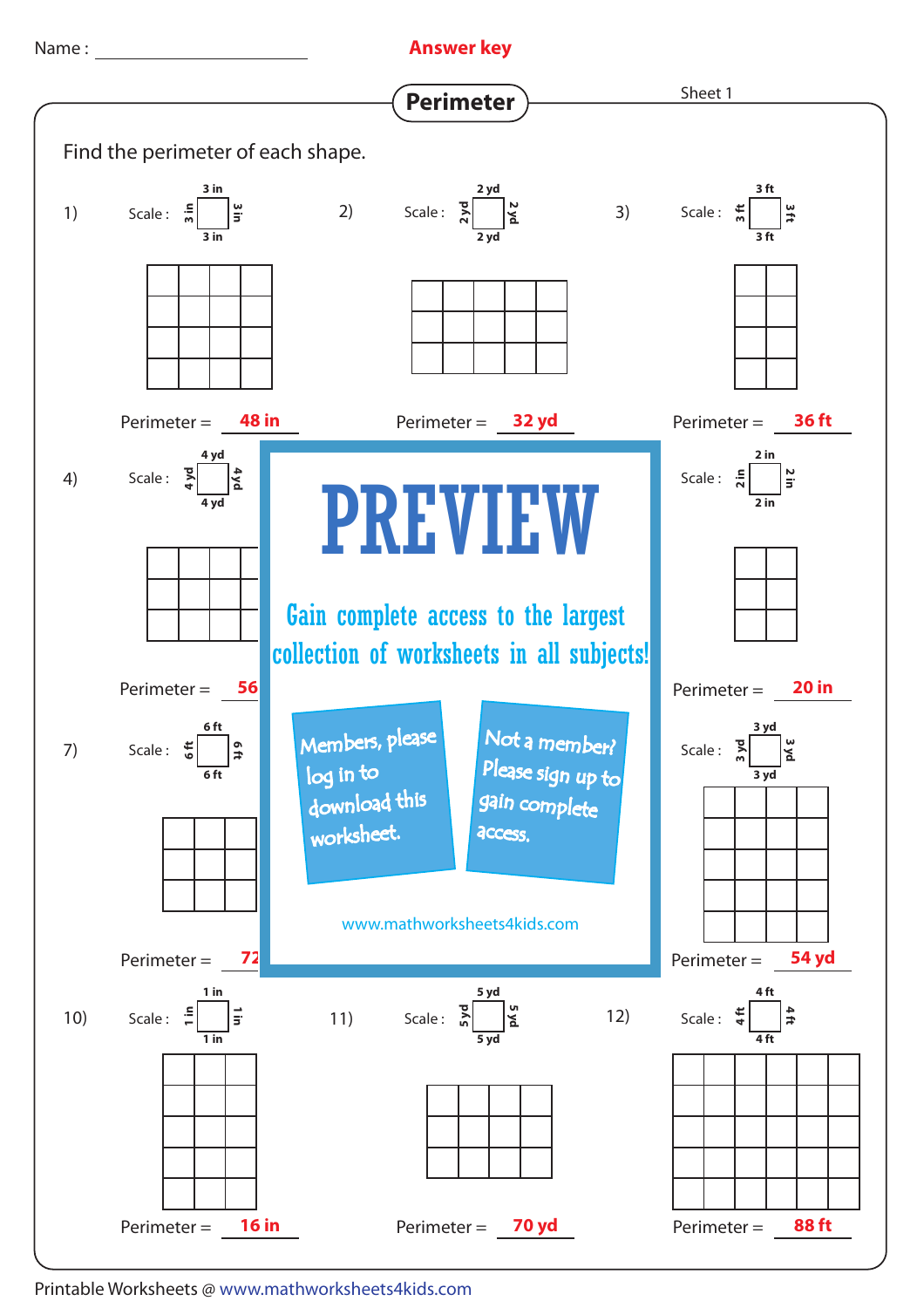Name : ____________________

**Answer key**

# Perimeter

Sheet 1

Find the perimeter of each shape.

1) Scale : 3 in × 3 in

Perimeter = **48 in**

2) Scale : 2 yd × 2 yd

Perimeter = **32 yd**

3) Scale : 3 ft × 3 ft

Perimeter = **36 ft**

4) Scale : 4 yd × 4 yd

Perimeter = **56**

6) Scale : 2 in × 2 in

Perimeter = **20 in**

7) Scale : 6 ft × 6 ft

Perimeter = **72**

9) Scale : 3 yd × 3 yd

Perimeter = **54 yd**

10) Scale : 1 in × 1 in

Perimeter = **16 in**

11) Scale : 5 yd × 5 yd

Perimeter = **70 yd**

12) Scale : 4 ft × 4 ft

Perimeter = **88 ft**

PREVIEW

Gain complete access to the largest collection of worksheets in all subjects!

Members, please log in to download this worksheet.

Not a member? Please sign up to gain complete access.

www.mathworksheets4kids.com

Printable Worksheets @ www.mathworksheets4kids.com